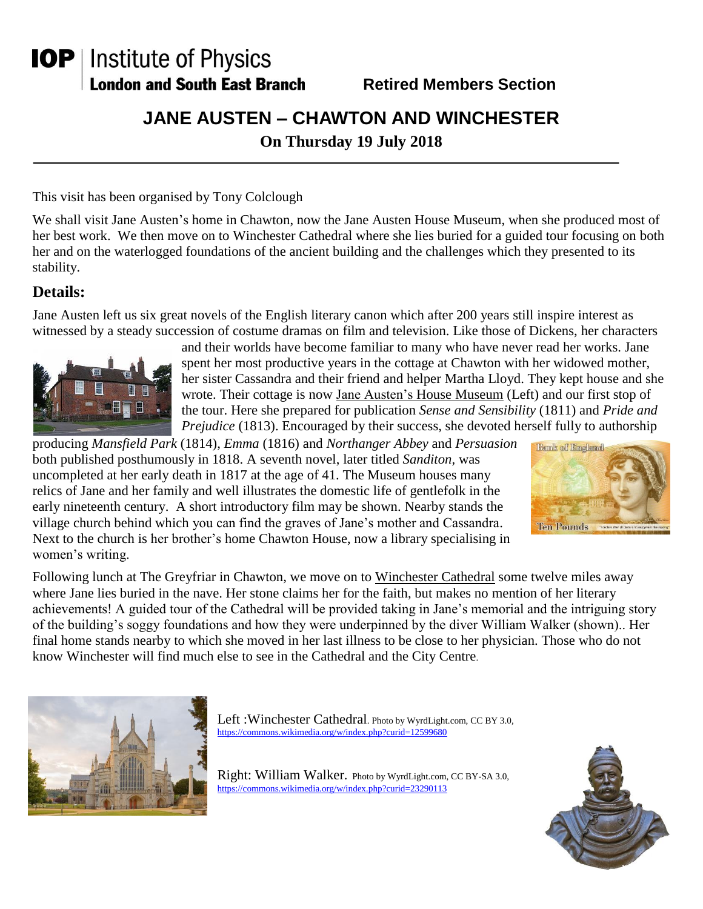**IOP | Institute of Physics**
**London and South East Branch** **Retired Members Section**

# JANE AUSTEN – CHAWTON AND WINCHESTER

**On Thursday 19 July 2018**

---

This visit has been organised by Tony Colclough

We shall visit Jane Austen's home in Chawton, now the Jane Austen House Museum, when she produced most of her best work. We then move on to Winchester Cathedral where she lies buried for a guided tour focusing on both her and on the waterlogged foundations of the ancient building and the challenges which they presented to its stability.

## Details:

Jane Austen left us six great novels of the English literary canon which after 200 years still inspire interest as witnessed by a steady succession of costume dramas on film and television. Like those of Dickens, her characters and their worlds have become familiar to many who have never read her works. Jane spent her most productive years in the cottage at Chawton with her widowed mother, her sister Cassandra and their friend and helper Martha Lloyd. They kept house and she wrote. Their cottage is now Jane Austen's House Museum (Left) and our first stop of the tour. Here she prepared for publication *Sense and Sensibility* (1811) and *Pride and Prejudice* (1813). Encouraged by their success, she devoted herself fully to authorship producing *Mansfield Park* (1814), *Emma* (1816) and *Northanger Abbey* and *Persuasion* both published posthumously in 1818. A seventh novel, later titled *Sanditon,* was uncompleted at her early death in 1817 at the age of 41. The Museum houses many relics of Jane and her family and well illustrates the domestic life of gentlefolk in the early nineteenth century. A short introductory film may be shown. Nearby stands the village church behind which you can find the graves of Jane's mother and Cassandra. Next to the church is her brother's home Chawton House, now a library specialising in women's writing.

Following lunch at The Greyfriar in Chawton, we move on to Winchester Cathedral some twelve miles away where Jane lies buried in the nave. Her stone claims her for the faith, but makes no mention of her literary achievements! A guided tour of the Cathedral will be provided taking in Jane's memorial and the intriguing story of the building's soggy foundations and how they were underpinned by the diver William Walker (shown).. Her final home stands nearby to which she moved in her last illness to be close to her physician. Those who do not know Winchester will find much else to see in the Cathedral and the City Centre.

Left :Winchester Cathedral. Photo by WyrdLight.com, CC BY 3.0, https://commons.wikimedia.org/w/index.php?curid=12599680

Right: William Walker. Photo by WyrdLight.com, CC BY-SA 3.0, https://commons.wikimedia.org/w/index.php?curid=23290113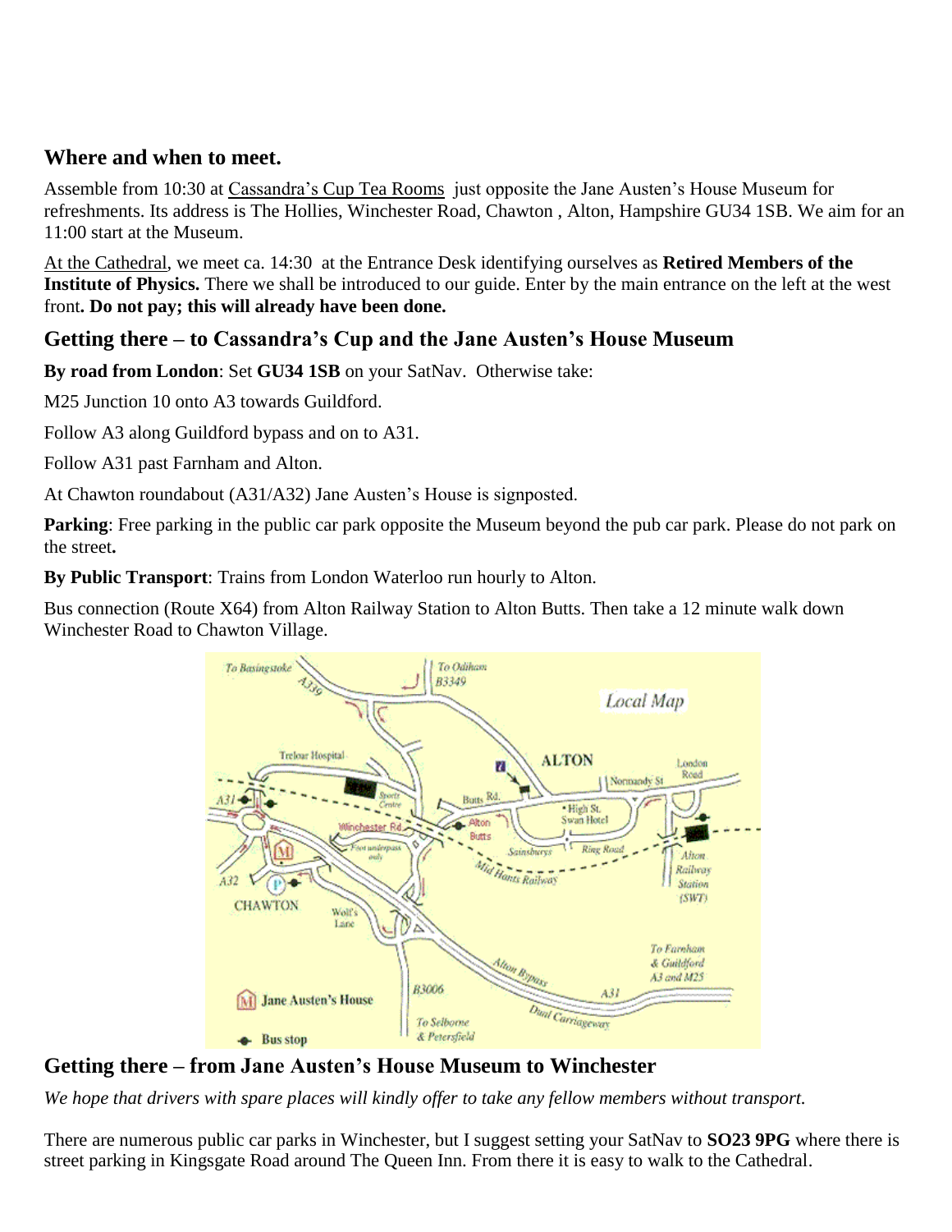## Where and when to meet.

Assemble from 10:30 at Cassandra's Cup Tea Rooms just opposite the Jane Austen's House Museum for refreshments. Its address is The Hollies, Winchester Road, Chawton , Alton, Hampshire GU34 1SB. We aim for an 11:00 start at the Museum.

At the Cathedral, we meet ca. 14:30 at the Entrance Desk identifying ourselves as **Retired Members of the Institute of Physics.** There we shall be introduced to our guide. Enter by the main entrance on the left at the west front**. Do not pay; this will already have been done.**

## Getting there – to Cassandra's Cup and the Jane Austen's House Museum

**By road from London**: Set **GU34 1SB** on your SatNav. Otherwise take:

M25 Junction 10 onto A3 towards Guildford.

Follow A3 along Guildford bypass and on to A31.

Follow A31 past Farnham and Alton.

At Chawton roundabout (A31/A32) Jane Austen's House is signposted.

**Parking**: Free parking in the public car park opposite the Museum beyond the pub car park. Please do not park on the street**.**

**By Public Transport**: Trains from London Waterloo run hourly to Alton.

Bus connection (Route X64) from Alton Railway Station to Alton Butts. Then take a 12 minute walk down Winchester Road to Chawton Village.

## Getting there – from Jane Austen's House Museum to Winchester

*We hope that drivers with spare places will kindly offer to take any fellow members without transport.*

There are numerous public car parks in Winchester, but I suggest setting your SatNav to **SO23 9PG** where there is street parking in Kingsgate Road around The Queen Inn. From there it is easy to walk to the Cathedral.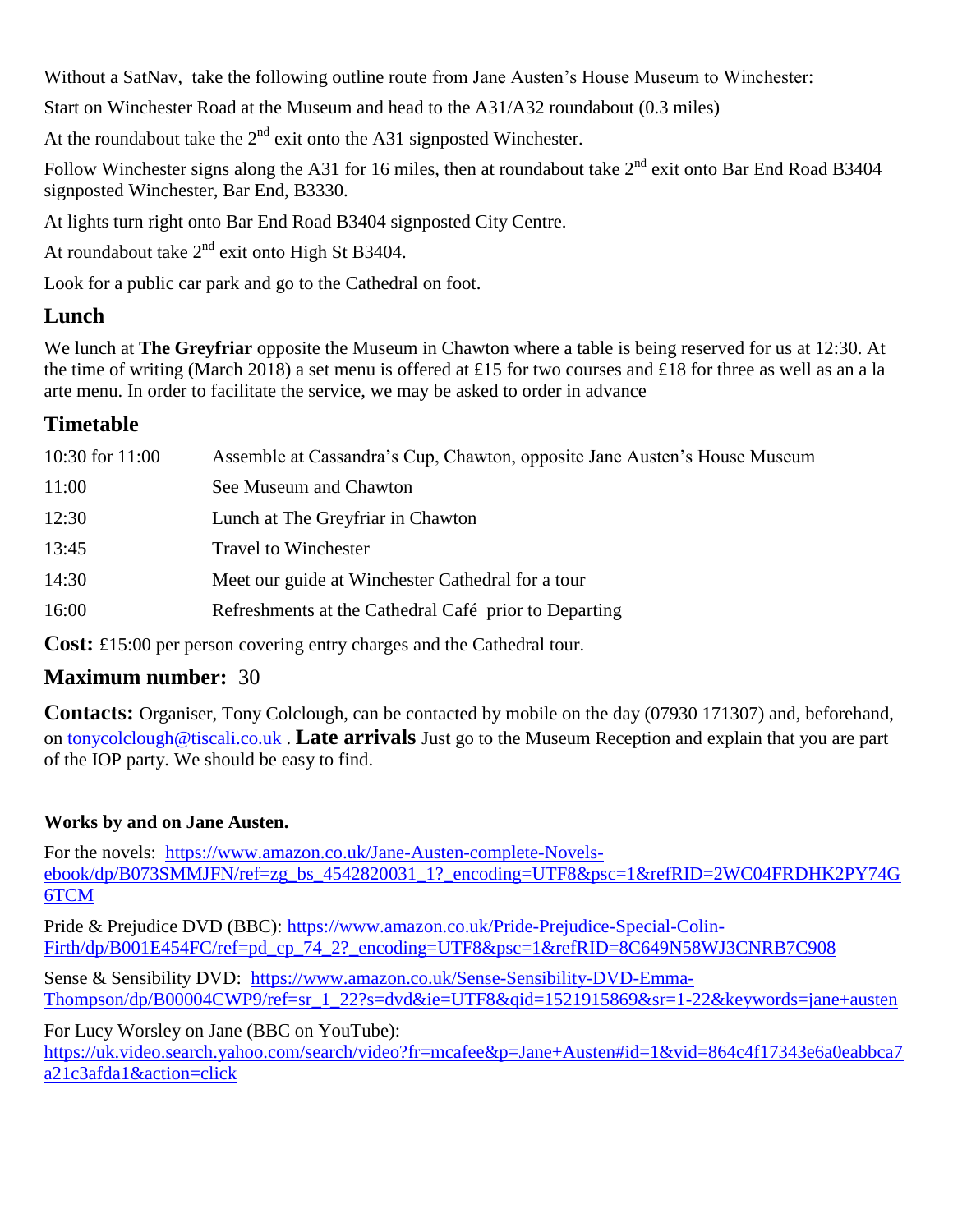Without a SatNav, take the following outline route from Jane Austen's House Museum to Winchester:

Start on Winchester Road at the Museum and head to the A31/A32 roundabout (0.3 miles)

At the roundabout take the 2nd exit onto the A31 signposted Winchester.

Follow Winchester signs along the A31 for 16 miles, then at roundabout take 2nd exit onto Bar End Road B3404 signposted Winchester, Bar End, B3330.

At lights turn right onto Bar End Road B3404 signposted City Centre.

At roundabout take 2nd exit onto High St B3404.

Look for a public car park and go to the Cathedral on foot.

## Lunch

We lunch at **The Greyfriar** opposite the Museum in Chawton where a table is being reserved for us at 12:30. At the time of writing (March 2018) a set menu is offered at £15 for two courses and £18 for three as well as an a la arte menu. In order to facilitate the service, we may be asked to order in advance

## Timetable

| | |
|---|---|
| 10:30 for 11:00 | Assemble at Cassandra's Cup, Chawton, opposite Jane Austen's House Museum |
| 11:00 | See Museum and Chawton |
| 12:30 | Lunch at The Greyfriar in Chawton |
| 13:45 | Travel to Winchester |
| 14:30 | Meet our guide at Winchester Cathedral for a tour |
| 16:00 | Refreshments at the Cathedral Café prior to Departing |

**Cost:** £15:00 per person covering entry charges and the Cathedral tour.

**Maximum number:** 30

**Contacts:** Organiser, Tony Colclough, can be contacted by mobile on the day (07930 171307) and, beforehand, on tonycolclough@tiscali.co.uk . **Late arrivals** Just go to the Museum Reception and explain that you are part of the IOP party. We should be easy to find.

**Works by and on Jane Austen.**

For the novels: https://www.amazon.co.uk/Jane-Austen-complete-Novels-ebook/dp/B073SMMJFN/ref=zg_bs_4542820031_1?_encoding=UTF8&psc=1&refRID=2WC04FRDHK2PY74G6TCM

Pride & Prejudice DVD (BBC): https://www.amazon.co.uk/Pride-Prejudice-Special-Colin-Firth/dp/B001E454FC/ref=pd_cp_74_2?_encoding=UTF8&psc=1&refRID=8C649N58WJ3CNRB7C908

Sense & Sensibility DVD: https://www.amazon.co.uk/Sense-Sensibility-DVD-Emma-Thompson/dp/B00004CWP9/ref=sr_1_22?s=dvd&ie=UTF8&qid=1521915869&sr=1-22&keywords=jane+austen

For Lucy Worsley on Jane (BBC on YouTube): https://uk.video.search.yahoo.com/search/video?fr=mcafee&p=Jane+Austen#id=1&vid=864c4f17343e6a0eabbca7a21c3afda1&action=click